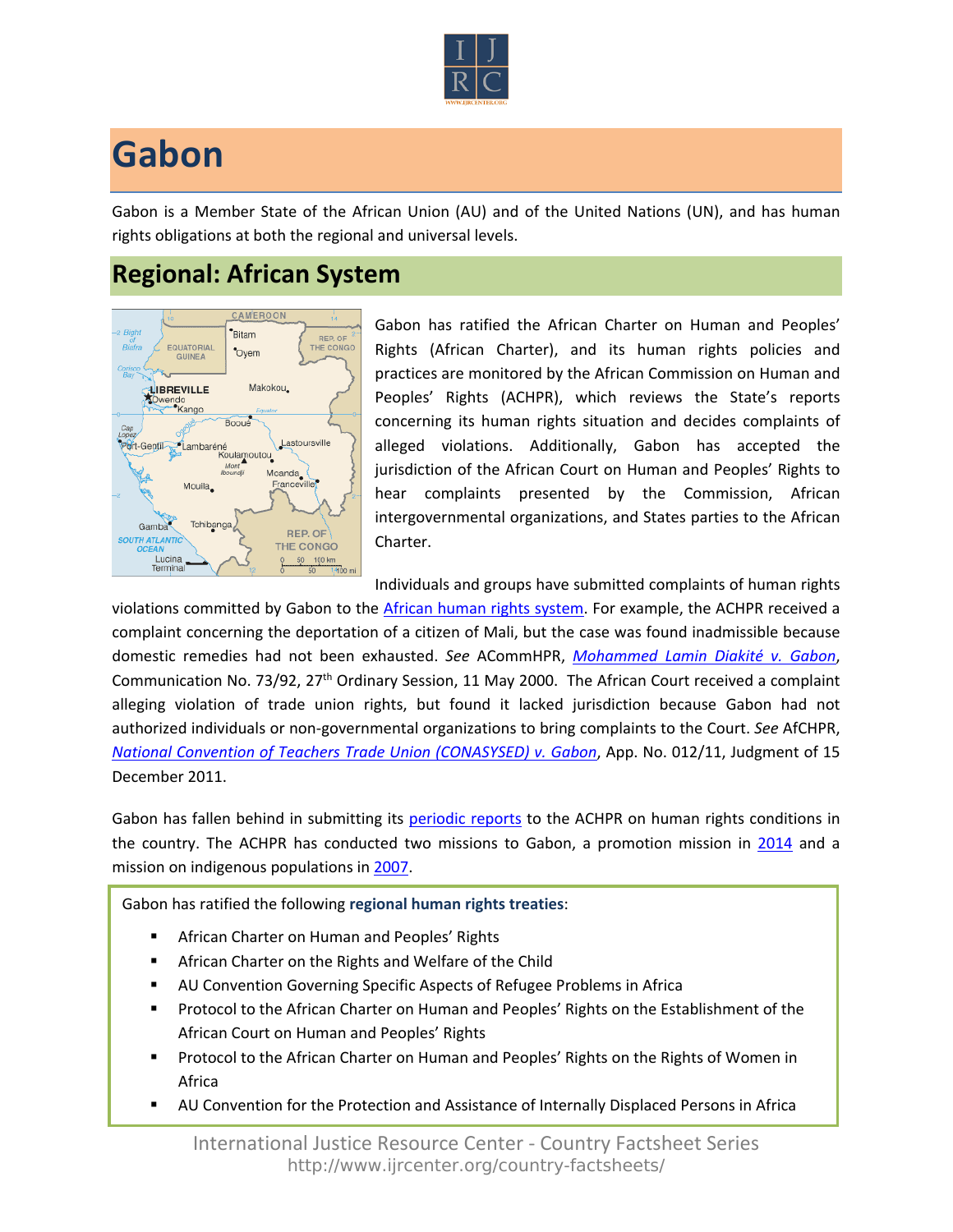# Gabon

Gabon is a Member State of the African Union (AU) and of the United Nations (UN), and has human rights obligations at both the regional and universal levels.

## Regional: African System

Gabon has ratified the African Charter on Human and Peoples' Rights (African Charter), and its human rights policies and practices are monitored by the African Commission on Human and Peoples' Rights (ACHPR), which reviews the State's reports concerning its human rights situation and decides complaints of alleged violations. Additionally, Gabon has accepted the jurisdiction of the African Court on Human and Peoples' Rights to hear complaints presented by the Commission, African intergovernmental organizations, and States parties to the African Charter.

Individuals and groups have submitted complaints of human rights violations committed by Gabon to the African human rights system. For example, the ACHPR received a complaint concerning the deportation of a citizen of Mali, but the case was found inadmissible because domestic remedies had not been exhausted. *See* ACommHPR, *Mohammed Lamin Diakité v. Gabon*, Communication No. 73/92, 27th Ordinary Session, 11 May 2000. The African Court received a complaint alleging violation of trade union rights, but found it lacked jurisdiction because Gabon had not authorized individuals or non-governmental organizations to bring complaints to the Court. *See* AfCHPR, *National Convention of Teachers Trade Union (CONASYSED) v. Gabon*, App. No. 012/11, Judgment of 15 December 2011.

Gabon has fallen behind in submitting its periodic reports to the ACHPR on human rights conditions in the country. The ACHPR has conducted two missions to Gabon, a promotion mission in 2014 and a mission on indigenous populations in 2007.

Gabon has ratified the following **regional human rights treaties**:

- African Charter on Human and Peoples' Rights
- African Charter on the Rights and Welfare of the Child
- AU Convention Governing Specific Aspects of Refugee Problems in Africa
- Protocol to the African Charter on Human and Peoples' Rights on the Establishment of the African Court on Human and Peoples' Rights
- Protocol to the African Charter on Human and Peoples' Rights on the Rights of Women in Africa
- AU Convention for the Protection and Assistance of Internally Displaced Persons in Africa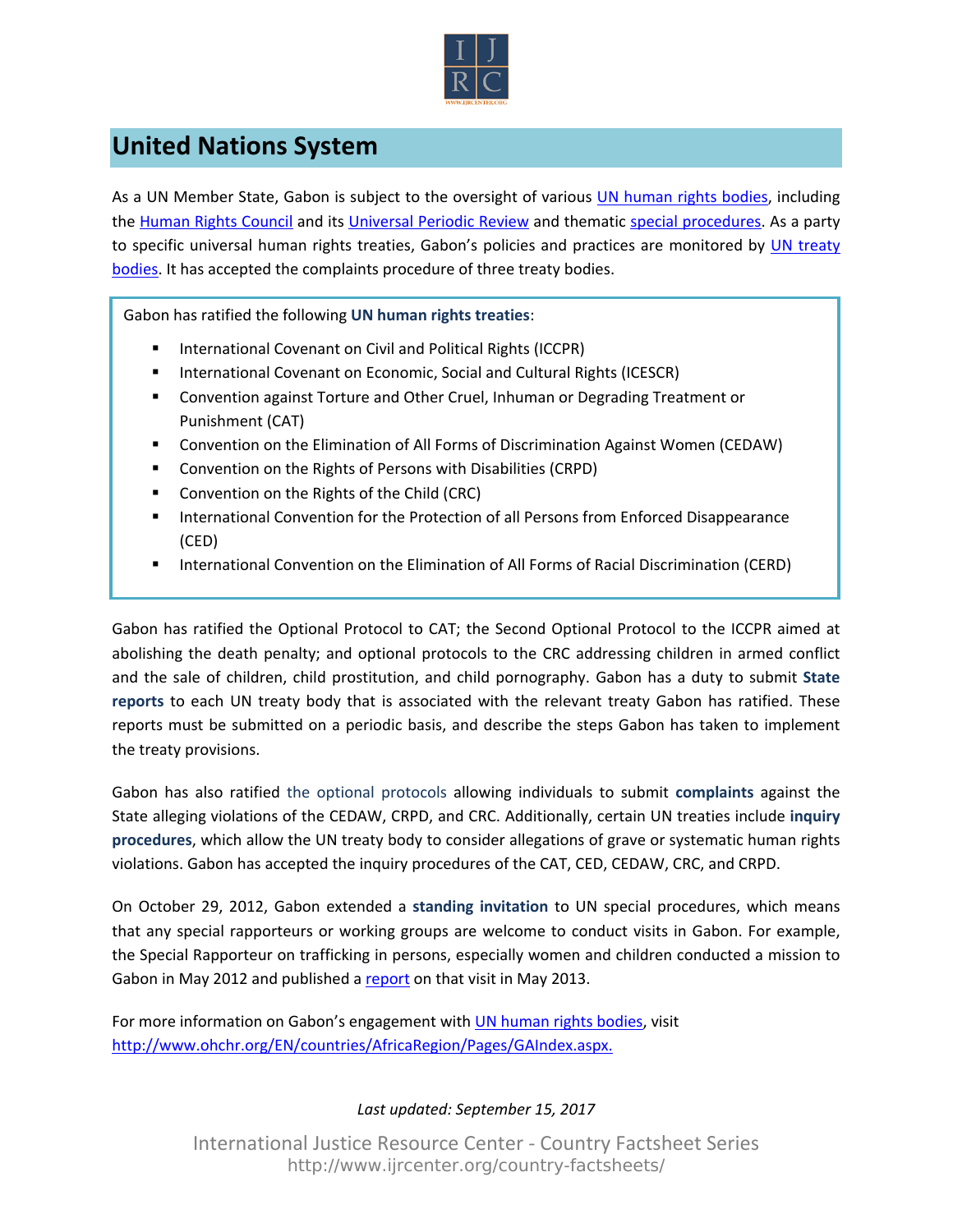## United Nations System

As a UN Member State, Gabon is subject to the oversight of various UN human rights bodies, including the Human Rights Council and its Universal Periodic Review and thematic special procedures. As a party to specific universal human rights treaties, Gabon's policies and practices are monitored by UN treaty bodies. It has accepted the complaints procedure of three treaty bodies.

Gabon has ratified the following **UN human rights treaties**:

- International Covenant on Civil and Political Rights (ICCPR)
- International Covenant on Economic, Social and Cultural Rights (ICESCR)
- Convention against Torture and Other Cruel, Inhuman or Degrading Treatment or Punishment (CAT)
- Convention on the Elimination of All Forms of Discrimination Against Women (CEDAW)
- Convention on the Rights of Persons with Disabilities (CRPD)
- Convention on the Rights of the Child (CRC)
- International Convention for the Protection of all Persons from Enforced Disappearance (CED)
- International Convention on the Elimination of All Forms of Racial Discrimination (CERD)

Gabon has ratified the Optional Protocol to CAT; the Second Optional Protocol to the ICCPR aimed at abolishing the death penalty; and optional protocols to the CRC addressing children in armed conflict and the sale of children, child prostitution, and child pornography. Gabon has a duty to submit **State reports** to each UN treaty body that is associated with the relevant treaty Gabon has ratified. These reports must be submitted on a periodic basis, and describe the steps Gabon has taken to implement the treaty provisions.

Gabon has also ratified the optional protocols allowing individuals to submit **complaints** against the State alleging violations of the CEDAW, CRPD, and CRC. Additionally, certain UN treaties include **inquiry procedures**, which allow the UN treaty body to consider allegations of grave or systematic human rights violations. Gabon has accepted the inquiry procedures of the CAT, CED, CEDAW, CRC, and CRPD.

On October 29, 2012, Gabon extended a **standing invitation** to UN special procedures, which means that any special rapporteurs or working groups are welcome to conduct visits in Gabon. For example, the Special Rapporteur on trafficking in persons, especially women and children conducted a mission to Gabon in May 2012 and published a report on that visit in May 2013.

For more information on Gabon's engagement with UN human rights bodies, visit http://www.ohchr.org/EN/countries/AfricaRegion/Pages/GAIndex.aspx.

*Last updated: September 15, 2017*